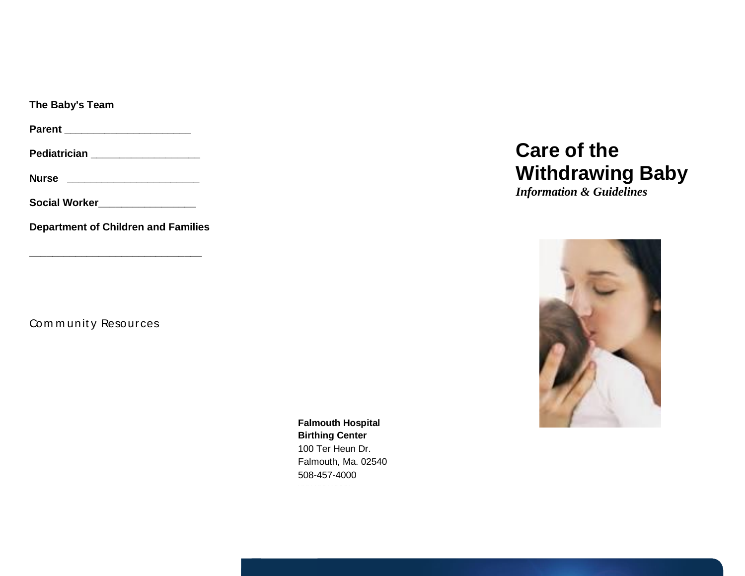**The Baby's Team**

**Parent** ______________________

**Pediatrician** ___________________

**Nurse** _______________________

**Social Worker**_________________

**Department of Children and Families**

______________________________

Community Resources

**Falmouth Hospital**
**Birthing Center**
100 Ter Heun Dr.
Falmouth, Ma. 02540
508-457-4000

# Care of the Withdrawing Baby

***Information & Guidelines***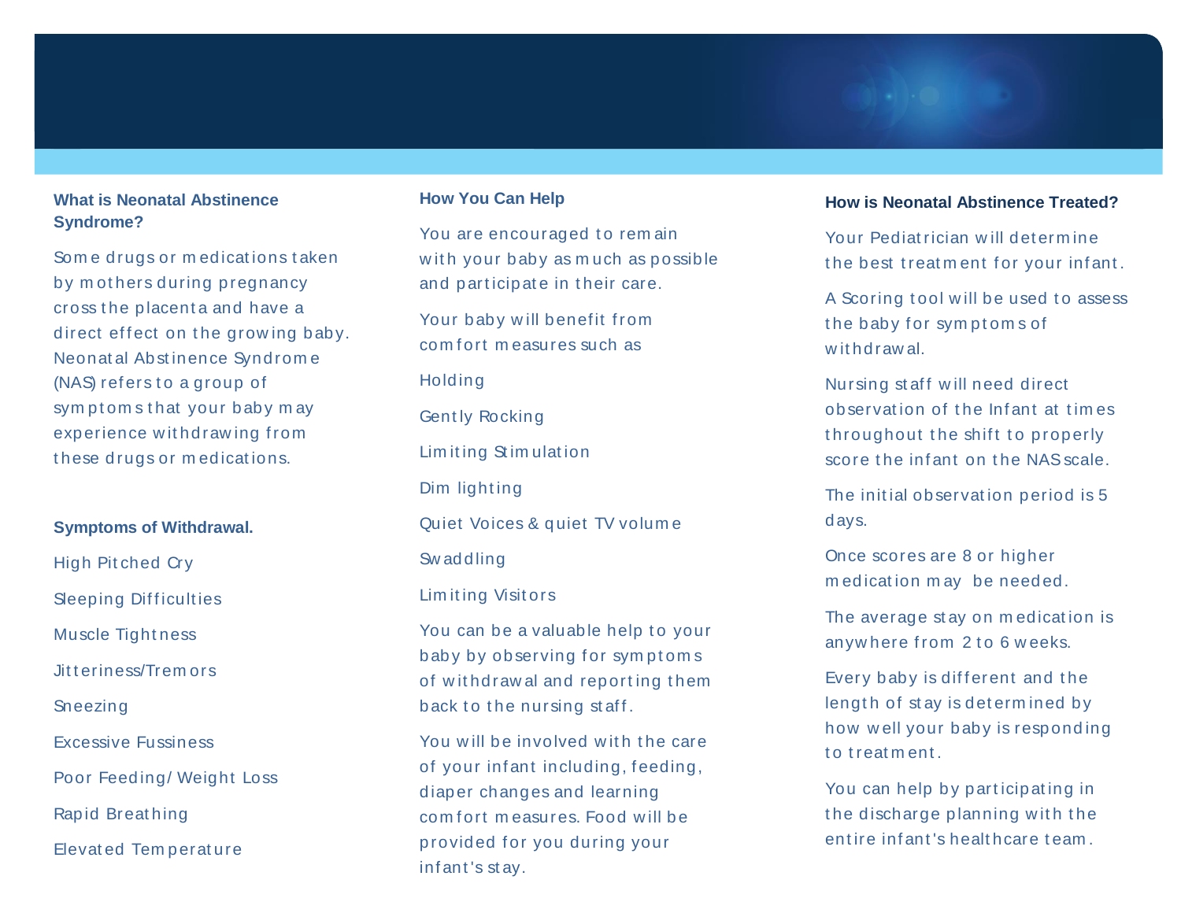## What is Neonatal Abstinence Syndrome?

Some drugs or medications taken by mothers during pregnancy cross the placenta and have a direct effect on the growing baby. Neonatal Abstinence Syndrome (NAS) refers to a group of symptoms that your baby may experience withdrawing from these drugs or medications.

## Symptoms of Withdrawal.

High Pitched Cry

Sleeping Difficulties

Muscle Tightness

Jitteriness/Tremors

Sneezing

Excessive Fussiness

Poor Feeding/ Weight Loss

Rapid Breathing

Elevated Temperature

## How You Can Help

You are encouraged to remain with your baby as much as possible and participate in their care.

Your baby will benefit from comfort measures such as

Holding

Gently Rocking

Limiting Stimulation

Dim lighting

Quiet Voices & quiet TV volume

Swaddling

Limiting Visitors

You can be a valuable help to your baby by observing for symptoms of withdrawal and reporting them back to the nursing staff.

You will be involved with the care of your infant including, feeding, diaper changes and learning comfort measures. Food will be provided for you during your infant's stay.

## How is Neonatal Abstinence Treated?

Your Pediatrician will determine the best treatment for your infant.

A Scoring tool will be used to assess the baby for symptoms of withdrawal.

Nursing staff will need direct observation of the Infant at times throughout the shift to properly score the infant on the NAS scale.

The initial observation period is 5 days.

Once scores are 8 or higher medication may be needed.

The average stay on medication is anywhere from 2 to 6 weeks.

Every baby is different and the length of stay is determined by how well your baby is responding to treatment.

You can help by participating in the discharge planning with the entire infant's healthcare team.